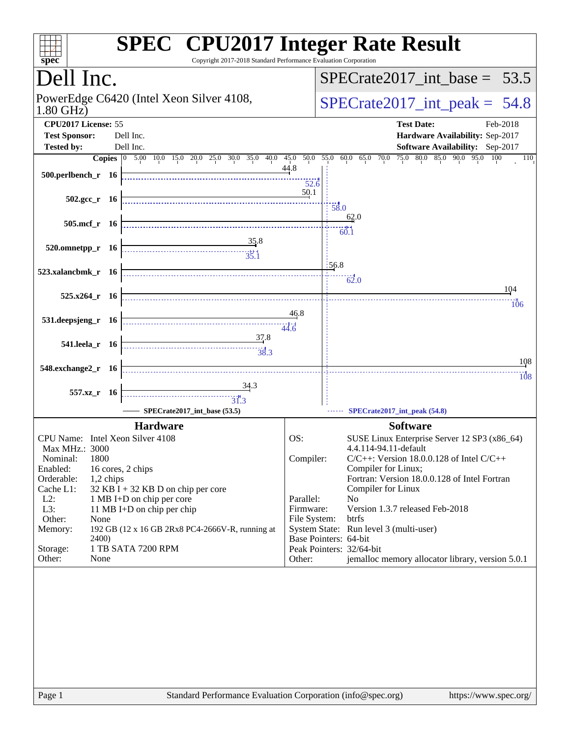# SPEC CPU2017 Integer Rate Result

Copyright 2017-2018 Standard Performance Evaluation Corporation

## Dell Inc.

PowerEdge C6420 (Intel Xeon Silver 4108, 1.80 GHz)

SPECrate2017_int_base = 53.5

SPECrate2017_int_peak = 54.8

**CPU2017 License:** 55
**Test Sponsor:** Dell Inc.
**Tested by:** Dell Inc.

**Test Date:** Feb-2018
**Hardware Availability:** Sep-2017
**Software Availability:** Sep-2017

| Benchmark | Copies | Base | Peak |
|---|---|---|---|
| 500.perlbench_r | 16 | 44.8 | 52.6 |
| 502.gcc_r | 16 | 50.1 | 58.0 |
| 505.mcf_r | 16 | 62.0 | 60.1 |
| 520.omnetpp_r | 16 | 35.8 | 35.1 |
| 523.xalancbmk_r | 16 | 56.8 | 62.0 |
| 525.x264_r | 16 | 104 | 106 |
| 531.deepsjeng_r | 16 | 46.8 | 44.6 |
| 541.leela_r | 16 | 37.8 | 38.3 |
| 548.exchange2_r | 16 | 108 | 108 |
| 557.xz_r | 16 | 34.3 | 31.3 |

SPECrate2017_int_base (53.5) — SPECrate2017_int_peak (54.8)

### Hardware

| | |
|---|---|
| CPU Name: | Intel Xeon Silver 4108 |
| Max MHz.: | 3000 |
| Nominal: | 1800 |
| Enabled: | 16 cores, 2 chips |
| Orderable: | 1,2 chips |
| Cache L1: | 32 KB I + 32 KB D on chip per core |
| L2: | 1 MB I+D on chip per core |
| L3: | 11 MB I+D on chip per chip |
| Other: | None |
| Memory: | 192 GB (12 x 16 GB 2Rx8 PC4-2666V-R, running at 2400) |
| Storage: | 1 TB SATA 7200 RPM |
| Other: | None |

### Software

| | |
|---|---|
| OS: | SUSE Linux Enterprise Server 12 SP3 (x86_64) 4.4.114-94.11-default |
| Compiler: | C/C++: Version 18.0.0.128 of Intel C/C++ Compiler for Linux; Fortran: Version 18.0.0.128 of Intel Fortran Compiler for Linux |
| Parallel: | No |
| Firmware: | Version 1.3.7 released Feb-2018 |
| File System: | btrfs |
| System State: | Run level 3 (multi-user) |
| Base Pointers: | 64-bit |
| Peak Pointers: | 32/64-bit |
| Other: | jemalloc memory allocator library, version 5.0.1 |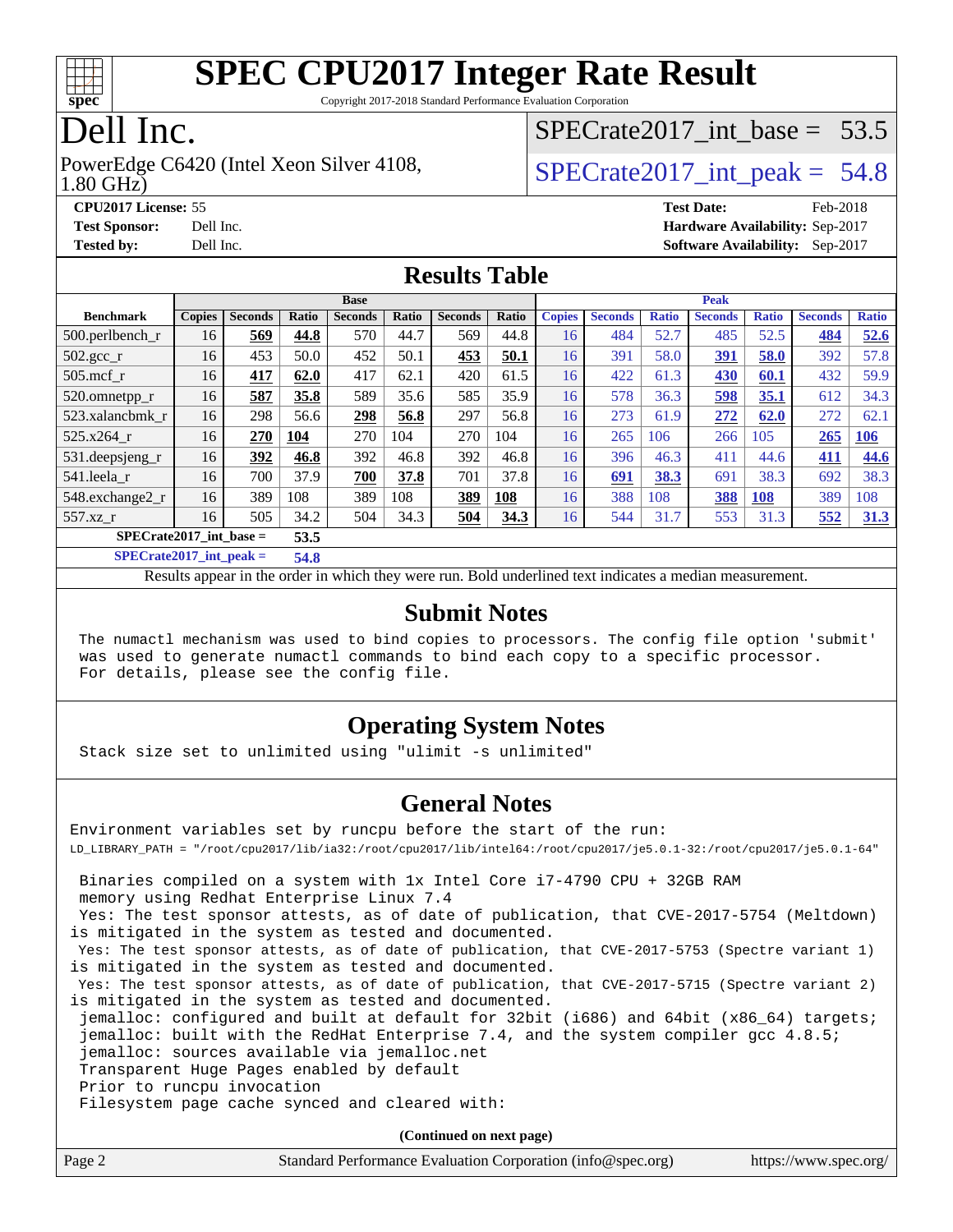# SPEC CPU2017 Integer Rate Result

Copyright 2017-2018 Standard Performance Evaluation Corporation

## Dell Inc.

PowerEdge C6420 (Intel Xeon Silver 4108, 1.80 GHz)

SPECrate2017_int_base = 53.5

SPECrate2017_int_peak = 54.8

**CPU2017 License:** 55
**Test Sponsor:** Dell Inc.
**Tested by:** Dell Inc.

**Test Date:** Feb-2018
**Hardware Availability:** Sep-2017
**Software Availability:** Sep-2017

## Results Table

| | Base | | | | | | | Peak | | | | | | |
|---|---|---|---|---|---|---|---|---|---|---|---|---|---|---|
| **Benchmark** | **Copies** | **Seconds** | **Ratio** | **Seconds** | **Ratio** | **Seconds** | **Ratio** | **Copies** | **Seconds** | **Ratio** | **Seconds** | **Ratio** | **Seconds** | **Ratio** |
| 500.perlbench_r | 16 | **569** | **44.8** | 570 | 44.7 | 569 | 44.8 | 16 | 484 | 52.7 | 485 | 52.5 | **484** | **52.6** |
| 502.gcc_r | 16 | 453 | 50.0 | 452 | 50.1 | **453** | **50.1** | 16 | 391 | 58.0 | **391** | **58.0** | 392 | 57.8 |
| 505.mcf_r | 16 | **417** | **62.0** | 417 | 62.1 | 420 | 61.5 | 16 | 422 | 61.3 | **430** | **60.1** | 432 | 59.9 |
| 520.omnetpp_r | 16 | **587** | **35.8** | 589 | 35.6 | 585 | 35.9 | 16 | 578 | 36.3 | **598** | **35.1** | 612 | 34.3 |
| 523.xalancbmk_r | 16 | 298 | 56.6 | **298** | **56.8** | 297 | 56.8 | 16 | 273 | 61.9 | **272** | **62.0** | 272 | 62.1 |
| 525.x264_r | 16 | **270** | **104** | 270 | 104 | 270 | 104 | 16 | 265 | 106 | 266 | 105 | **265** | **106** |
| 531.deepsjeng_r | 16 | **392** | **46.8** | 392 | 46.8 | 392 | 46.8 | 16 | 396 | 46.3 | 411 | 44.6 | **411** | **44.6** |
| 541.leela_r | 16 | 700 | 37.9 | **700** | **37.8** | 701 | 37.8 | 16 | **691** | **38.3** | 691 | 38.3 | 692 | 38.3 |
| 548.exchange2_r | 16 | 389 | 108 | 389 | 108 | **389** | **108** | 16 | 388 | 108 | **388** | **108** | 389 | 108 |
| 557.xz_r | 16 | 505 | 34.2 | 504 | 34.3 | **504** | **34.3** | 16 | 544 | 31.7 | 553 | 31.3 | **552** | **31.3** |

**SPECrate2017_int_base = 53.5**

**SPECrate2017_int_peak = 54.8**

Results appear in the order in which they were run. Bold underlined text indicates a median measurement.

## Submit Notes

```
The numactl mechanism was used to bind copies to processors. The config file option 'submit'
was used to generate numactl commands to bind each copy to a specific processor.
For details, please see the config file.
```

## Operating System Notes

```
Stack size set to unlimited using "ulimit -s unlimited"
```

## General Notes

```
Environment variables set by runcpu before the start of the run:
LD_LIBRARY_PATH = "/root/cpu2017/lib/ia32:/root/cpu2017/lib/intel64:/root/cpu2017/je5.0.1-32:/root/cpu2017/je5.0.1-64"

 Binaries compiled on a system with 1x Intel Core i7-4790 CPU + 32GB RAM
 memory using Redhat Enterprise Linux 7.4
 Yes: The test sponsor attests, as of date of publication, that CVE-2017-5754 (Meltdown)
is mitigated in the system as tested and documented.
 Yes: The test sponsor attests, as of date of publication, that CVE-2017-5753 (Spectre variant 1)
is mitigated in the system as tested and documented.
 Yes: The test sponsor attests, as of date of publication, that CVE-2017-5715 (Spectre variant 2)
is mitigated in the system as tested and documented.
 jemalloc: configured and built at default for 32bit (i686) and 64bit (x86_64) targets;
 jemalloc: built with the RedHat Enterprise 7.4, and the system compiler gcc 4.8.5;
 jemalloc: sources available via jemalloc.net
 Transparent Huge Pages enabled by default
 Prior to runcpu invocation
 Filesystem page cache synced and cleared with:
```

**(Continued on next page)**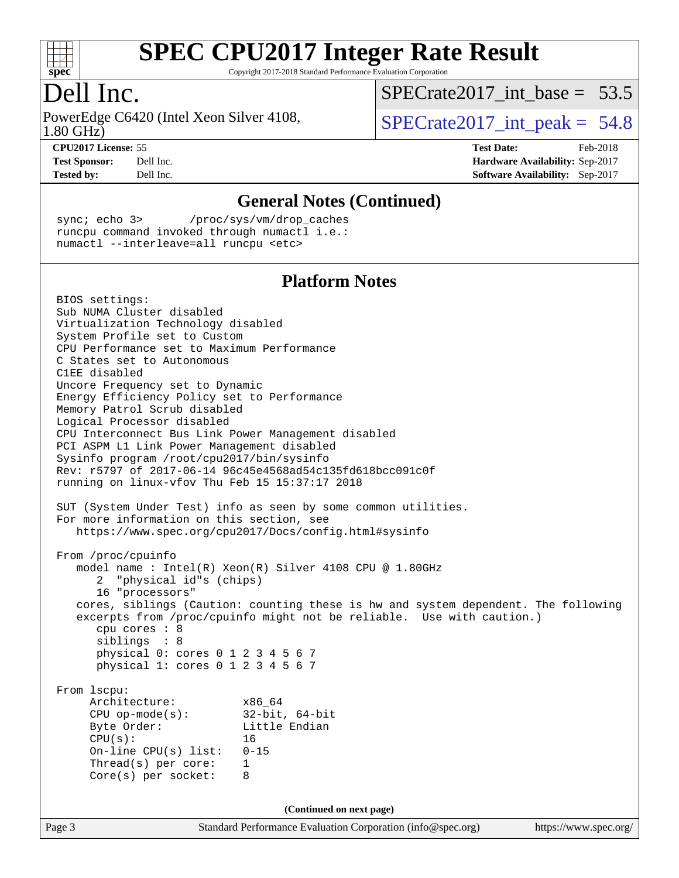## General Notes (Continued)

```
sync; echo 3>       /proc/sys/vm/drop_caches
runcpu command invoked through numactl i.e.:
numactl --interleave=all runcpu <etc>
```

## Platform Notes

```
BIOS settings:
Sub NUMA Cluster disabled
Virtualization Technology disabled
System Profile set to Custom
CPU Performance set to Maximum Performance
C States set to Autonomous
C1EE disabled
Uncore Frequency set to Dynamic
Energy Efficiency Policy set to Performance
Memory Patrol Scrub disabled
Logical Processor disabled
CPU Interconnect Bus Link Power Management disabled
PCI ASPM L1 Link Power Management disabled
Sysinfo program /root/cpu2017/bin/sysinfo
Rev: r5797 of 2017-06-14 96c45e4568ad54c135fd618bcc091c0f
running on linux-vfov Thu Feb 15 15:37:17 2018

SUT (System Under Test) info as seen by some common utilities.
For more information on this section, see
   https://www.spec.org/cpu2017/Docs/config.html#sysinfo

From /proc/cpuinfo
   model name : Intel(R) Xeon(R) Silver 4108 CPU @ 1.80GHz
      2  "physical id"s (chips)
      16 "processors"
   cores, siblings (Caution: counting these is hw and system dependent. The following
   excerpts from /proc/cpuinfo might not be reliable.  Use with caution.)
      cpu cores : 8
      siblings  : 8
      physical 0: cores 0 1 2 3 4 5 6 7
      physical 1: cores 0 1 2 3 4 5 6 7

From lscpu:
     Architecture:          x86_64
     CPU op-mode(s):        32-bit, 64-bit
     Byte Order:            Little Endian
     CPU(s):                16
     On-line CPU(s) list:   0-15
     Thread(s) per core:    1
     Core(s) per socket:    8
```

(Continued on next page)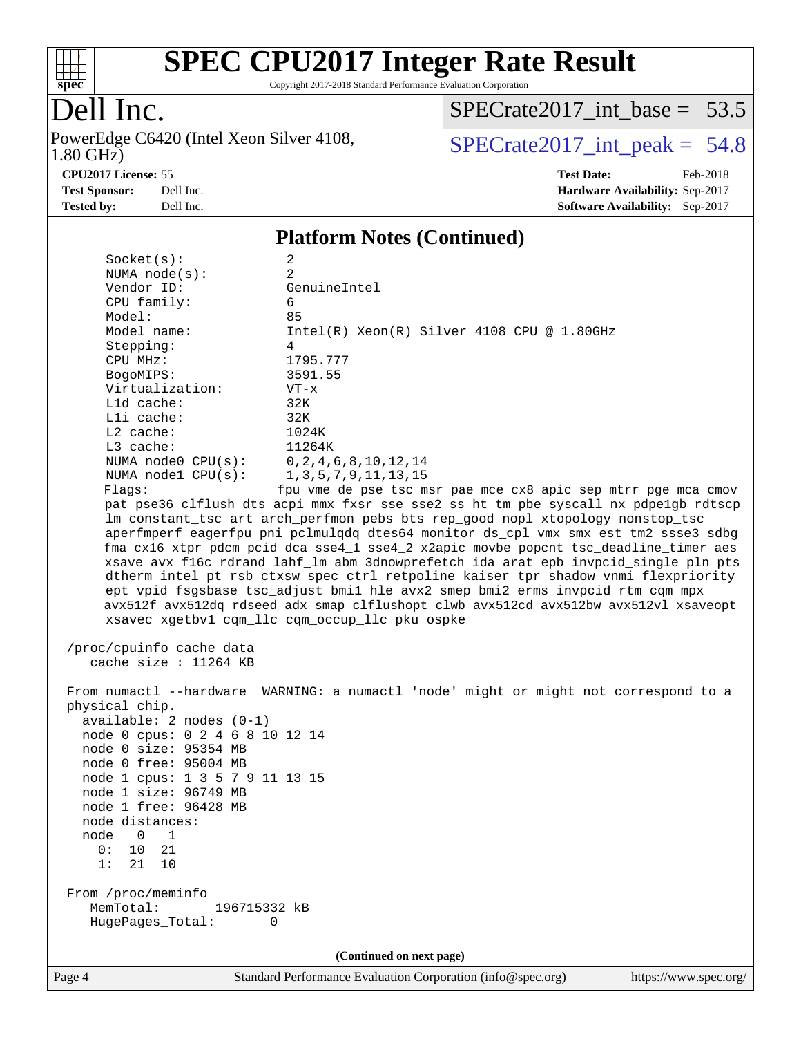# SPEC CPU2017 Integer Rate Result

Copyright 2017-2018 Standard Performance Evaluation Corporation

## Dell Inc.

PowerEdge C6420 (Intel Xeon Silver 4108, 1.80 GHz)

SPECrate2017_int_base = 53.5

SPECrate2017_int_peak = 54.8

**CPU2017 License:** 55
**Test Sponsor:** Dell Inc.
**Tested by:** Dell Inc.

**Test Date:** Feb-2018
**Hardware Availability:** Sep-2017
**Software Availability:** Sep-2017

### Platform Notes (Continued)

```
      Socket(s):              2
      NUMA node(s):           2
      Vendor ID:              GenuineIntel
      CPU family:             6
      Model:                  85
      Model name:             Intel(R) Xeon(R) Silver 4108 CPU @ 1.80GHz
      Stepping:               4
      CPU MHz:                1795.777
      BogoMIPS:               3591.55
      Virtualization:         VT-x
      L1d cache:              32K
      L1i cache:              32K
      L2 cache:               1024K
      L3 cache:               11264K
      NUMA node0 CPU(s):      0,2,4,6,8,10,12,14
      NUMA node1 CPU(s):      1,3,5,7,9,11,13,15
      Flags:                 fpu vme de pse tsc msr pae mce cx8 apic sep mtrr pge mca cmov
      pat pse36 clflush dts acpi mmx fxsr sse sse2 ss ht tm pbe syscall nx pdpe1gb rdtscp
      lm constant_tsc art arch_perfmon pebs bts rep_good nopl xtopology nonstop_tsc
      aperfmperf eagerfpu pni pclmulqdq dtes64 monitor ds_cpl vmx smx est tm2 ssse3 sdbg
      fma cx16 xtpr pdcm pcid dca sse4_1 sse4_2 x2apic movbe popcnt tsc_deadline_timer aes
      xsave avx f16c rdrand lahf_lm abm 3dnowprefetch ida arat epb invpcid_single pln pts
      dtherm intel_pt rsb_ctxsw spec_ctrl retpoline kaiser tpr_shadow vnmi flexpriority
      ept vpid fsgsbase tsc_adjust bmi1 hle avx2 smep bmi2 erms invpcid rtm cqm mpx
      avx512f avx512dq rdseed adx smap clflushopt clwb avx512cd avx512bw avx512vl xsaveopt
      xsavec xgetbv1 cqm_llc cqm_occup_llc pku ospke

 /proc/cpuinfo cache data
    cache size : 11264 KB

 From numactl --hardware  WARNING: a numactl 'node' might or might not correspond to a
 physical chip.
   available: 2 nodes (0-1)
   node 0 cpus: 0 2 4 6 8 10 12 14
   node 0 size: 95354 MB
   node 0 free: 95004 MB
   node 1 cpus: 1 3 5 7 9 11 13 15
   node 1 size: 96749 MB
   node 1 free: 96428 MB
   node distances:
   node   0   1
     0:  10  21
     1:  21  10

 From /proc/meminfo
    MemTotal:       196715332 kB
    HugePages_Total:       0
```

(Continued on next page)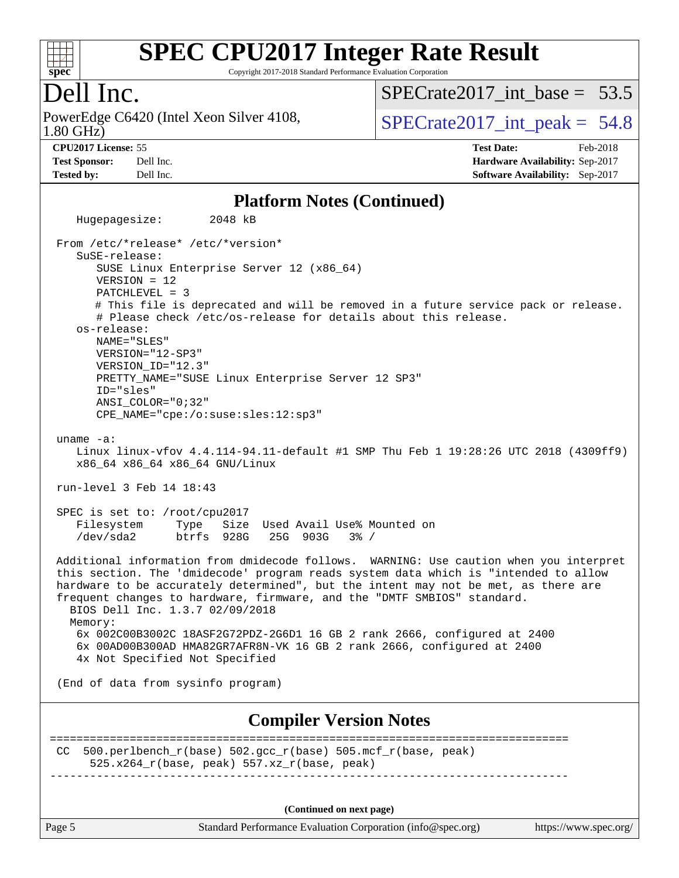# SPEC CPU2017 Integer Rate Result

Copyright 2017-2018 Standard Performance Evaluation Corporation

## Dell Inc.

PowerEdge C6420 (Intel Xeon Silver 4108, 1.80 GHz)

SPECrate2017_int_base = 53.5

SPECrate2017_int_peak = 54.8

**CPU2017 License:** 55
**Test Sponsor:** Dell Inc.
**Tested by:** Dell Inc.

**Test Date:** Feb-2018
**Hardware Availability:** Sep-2017
**Software Availability:** Sep-2017

### Platform Notes (Continued)

```
   Hugepagesize:          2048 kB

 From /etc/*release* /etc/*version*
    SuSE-release:
       SUSE Linux Enterprise Server 12 (x86_64)
       VERSION = 12
       PATCHLEVEL = 3
       # This file is deprecated and will be removed in a future service pack or release.
       # Please check /etc/os-release for details about this release.
    os-release:
       NAME="SLES"
       VERSION="12-SP3"
       VERSION_ID="12.3"
       PRETTY_NAME="SUSE Linux Enterprise Server 12 SP3"
       ID="sles"
       ANSI_COLOR="0;32"
       CPE_NAME="cpe:/o:suse:sles:12:sp3"

 uname -a:
    Linux linux-vfov 4.4.114-94.11-default #1 SMP Thu Feb 1 19:28:26 UTC 2018 (4309ff9)
    x86_64 x86_64 x86_64 GNU/Linux

 run-level 3 Feb 14 18:43

 SPEC is set to: /root/cpu2017
    Filesystem     Type   Size  Used Avail Use% Mounted on
    /dev/sda2      btrfs  928G   25G  903G   3% /

 Additional information from dmidecode follows.  WARNING: Use caution when you interpret
 this section. The 'dmidecode' program reads system data which is "intended to allow
 hardware to be accurately determined", but the intent may not be met, as there are
 frequent changes to hardware, firmware, and the "DMTF SMBIOS" standard.
   BIOS Dell Inc. 1.3.7 02/09/2018
   Memory:
    6x 002C00B3002C 18ASF2G72PDZ-2G6D1 16 GB 2 rank 2666, configured at 2400
    6x 00AD00B300AD HMA82GR7AFR8N-VK 16 GB 2 rank 2666, configured at 2400
    4x Not Specified Not Specified

 (End of data from sysinfo program)
```

### Compiler Version Notes

```
==============================================================================
 CC  500.perlbench_r(base) 502.gcc_r(base) 505.mcf_r(base, peak)
      525.x264_r(base, peak) 557.xz_r(base, peak)
------------------------------------------------------------------------------
```

(Continued on next page)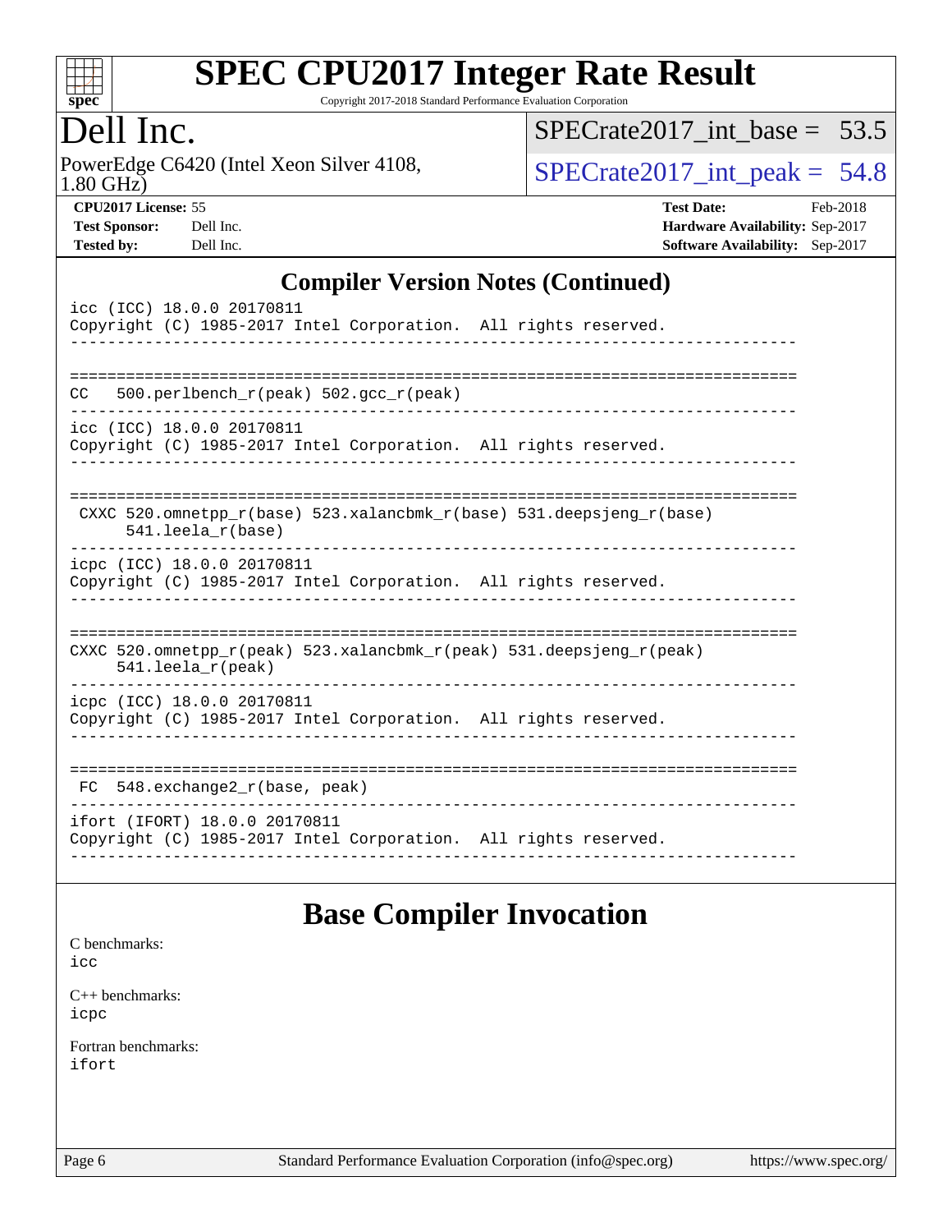## Compiler Version Notes (Continued)

```
icc (ICC) 18.0.0 20170811
Copyright (C) 1985-2017 Intel Corporation.  All rights reserved.
------------------------------------------------------------------------------

==============================================================================
CC   500.perlbench_r(peak) 502.gcc_r(peak)
------------------------------------------------------------------------------
icc (ICC) 18.0.0 20170811
Copyright (C) 1985-2017 Intel Corporation.  All rights reserved.
------------------------------------------------------------------------------

==============================================================================
 CXXC 520.omnetpp_r(base) 523.xalancbmk_r(base) 531.deepsjeng_r(base)
      541.leela_r(base)
------------------------------------------------------------------------------
icpc (ICC) 18.0.0 20170811
Copyright (C) 1985-2017 Intel Corporation.  All rights reserved.
------------------------------------------------------------------------------

==============================================================================
CXXC 520.omnetpp_r(peak) 523.xalancbmk_r(peak) 531.deepsjeng_r(peak)
     541.leela_r(peak)
------------------------------------------------------------------------------
icpc (ICC) 18.0.0 20170811
Copyright (C) 1985-2017 Intel Corporation.  All rights reserved.
------------------------------------------------------------------------------

==============================================================================
 FC  548.exchange2_r(base, peak)
------------------------------------------------------------------------------
ifort (IFORT) 18.0.0 20170811
Copyright (C) 1985-2017 Intel Corporation.  All rights reserved.
------------------------------------------------------------------------------
```

## Base Compiler Invocation

C benchmarks:
icc

C++ benchmarks:
icpc

Fortran benchmarks:
ifort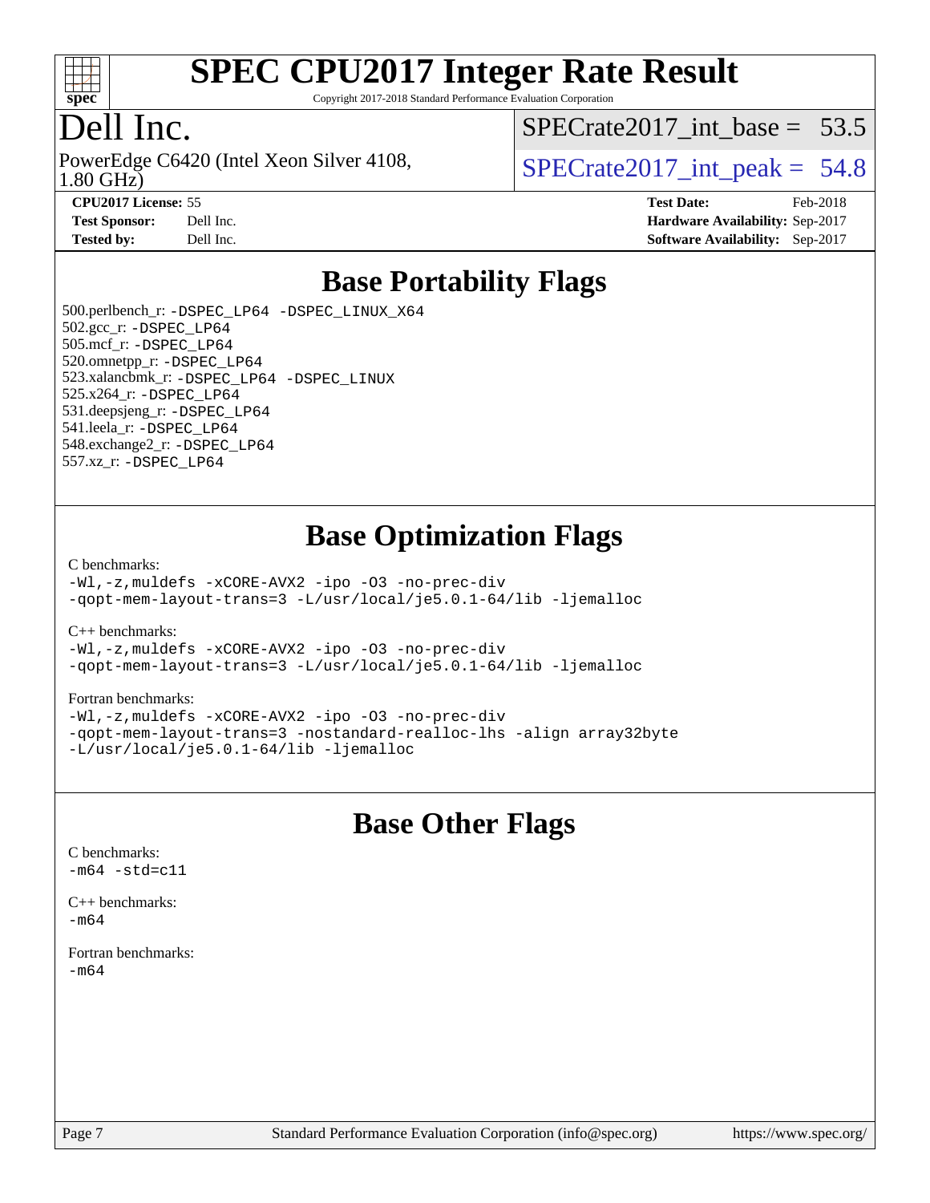# SPEC CPU2017 Integer Rate Result

Copyright 2017-2018 Standard Performance Evaluation Corporation

# Dell Inc.

PowerEdge C6420 (Intel Xeon Silver 4108, 1.80 GHz)

SPECrate2017_int_base = 53.5

SPECrate2017_int_peak = 54.8

**CPU2017 License:** 55
**Test Sponsor:** Dell Inc.
**Tested by:** Dell Inc.

**Test Date:** Feb-2018
**Hardware Availability:** Sep-2017
**Software Availability:** Sep-2017

## Base Portability Flags

500.perlbench_r: -DSPEC_LP64 -DSPEC_LINUX_X64
502.gcc_r: -DSPEC_LP64
505.mcf_r: -DSPEC_LP64
520.omnetpp_r: -DSPEC_LP64
523.xalancbmk_r: -DSPEC_LP64 -DSPEC_LINUX
525.x264_r: -DSPEC_LP64
531.deepsjeng_r: -DSPEC_LP64
541.leela_r: -DSPEC_LP64
548.exchange2_r: -DSPEC_LP64
557.xz_r: -DSPEC_LP64

## Base Optimization Flags

C benchmarks:
```
-Wl,-z,muldefs -xCORE-AVX2 -ipo -O3 -no-prec-div
-qopt-mem-layout-trans=3 -L/usr/local/je5.0.1-64/lib -ljemalloc
```

C++ benchmarks:
```
-Wl,-z,muldefs -xCORE-AVX2 -ipo -O3 -no-prec-div
-qopt-mem-layout-trans=3 -L/usr/local/je5.0.1-64/lib -ljemalloc
```

Fortran benchmarks:
```
-Wl,-z,muldefs -xCORE-AVX2 -ipo -O3 -no-prec-div
-qopt-mem-layout-trans=3 -nostandard-realloc-lhs -align array32byte
-L/usr/local/je5.0.1-64/lib -ljemalloc
```

## Base Other Flags

C benchmarks:
```
-m64 -std=c11
```

C++ benchmarks:
```
-m64
```

Fortran benchmarks:
```
-m64
```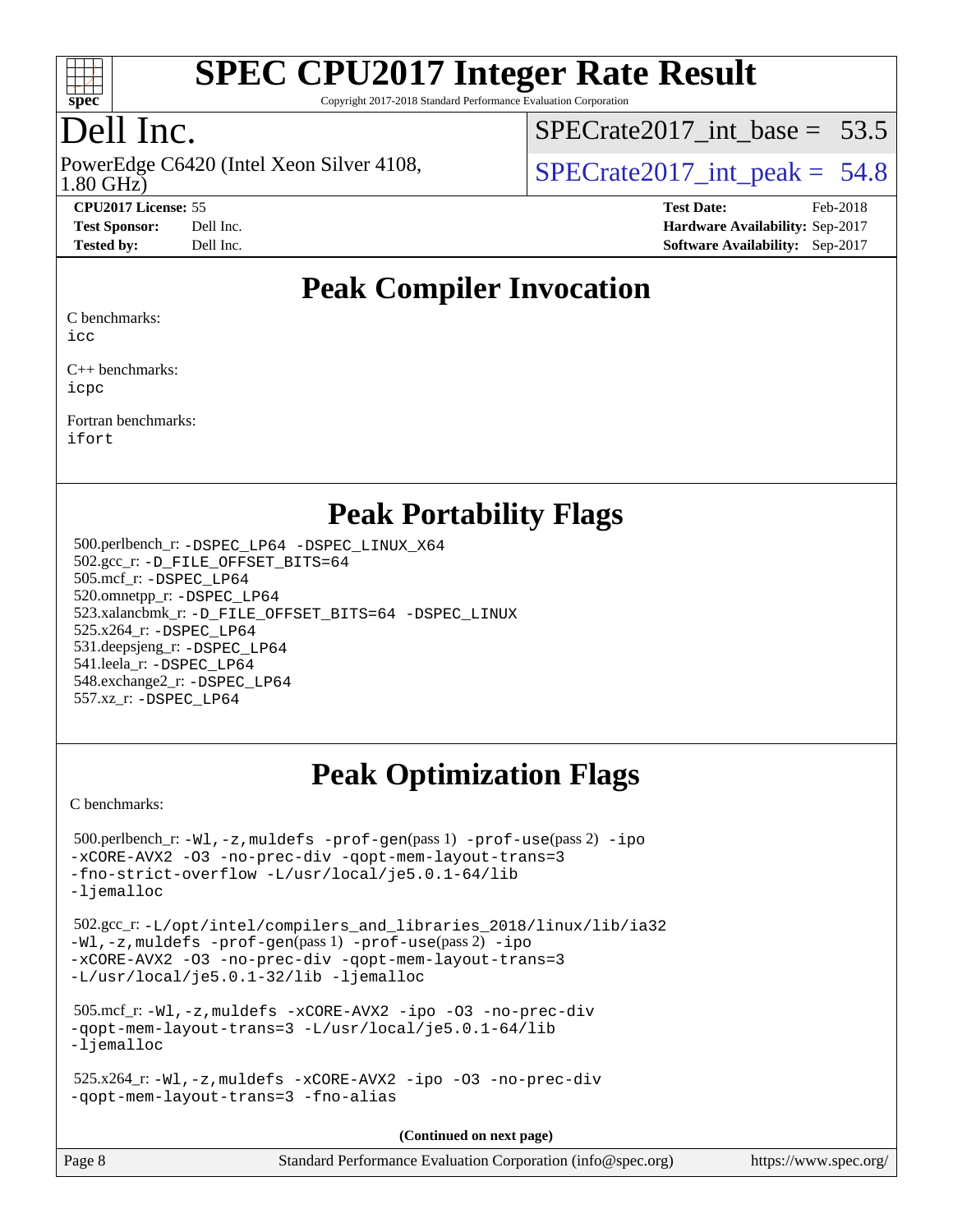# SPEC CPU2017 Integer Rate Result

Copyright 2017-2018 Standard Performance Evaluation Corporation

## Dell Inc.

PowerEdge C6420 (Intel Xeon Silver 4108, 1.80 GHz)

SPECrate2017_int_base = 53.5

SPECrate2017_int_peak = 54.8

| | | | |
|---|---|---|---|
| **CPU2017 License:** | 55 | **Test Date:** | Feb-2018 |
| **Test Sponsor:** | Dell Inc. | **Hardware Availability:** | Sep-2017 |
| **Tested by:** | Dell Inc. | **Software Availability:** | Sep-2017 |

## Peak Compiler Invocation

C benchmarks:
icc

C++ benchmarks:
icpc

Fortran benchmarks:
ifort

## Peak Portability Flags

500.perlbench_r: -DSPEC_LP64 -DSPEC_LINUX_X64
502.gcc_r: -D_FILE_OFFSET_BITS=64
505.mcf_r: -DSPEC_LP64
520.omnetpp_r: -DSPEC_LP64
523.xalancbmk_r: -D_FILE_OFFSET_BITS=64 -DSPEC_LINUX
525.x264_r: -DSPEC_LP64
531.deepsjeng_r: -DSPEC_LP64
541.leela_r: -DSPEC_LP64
548.exchange2_r: -DSPEC_LP64
557.xz_r: -DSPEC_LP64

## Peak Optimization Flags

C benchmarks:

500.perlbench_r: -Wl,-z,muldefs -prof-gen(pass 1) -prof-use(pass 2) -ipo -xCORE-AVX2 -O3 -no-prec-div -qopt-mem-layout-trans=3 -fno-strict-overflow -L/usr/local/je5.0.1-64/lib -ljemalloc

502.gcc_r: -L/opt/intel/compilers_and_libraries_2018/linux/lib/ia32 -Wl,-z,muldefs -prof-gen(pass 1) -prof-use(pass 2) -ipo -xCORE-AVX2 -O3 -no-prec-div -qopt-mem-layout-trans=3 -L/usr/local/je5.0.1-32/lib -ljemalloc

505.mcf_r: -Wl,-z,muldefs -xCORE-AVX2 -ipo -O3 -no-prec-div -qopt-mem-layout-trans=3 -L/usr/local/je5.0.1-64/lib -ljemalloc

525.x264_r: -Wl,-z,muldefs -xCORE-AVX2 -ipo -O3 -no-prec-div -qopt-mem-layout-trans=3 -fno-alias

(Continued on next page)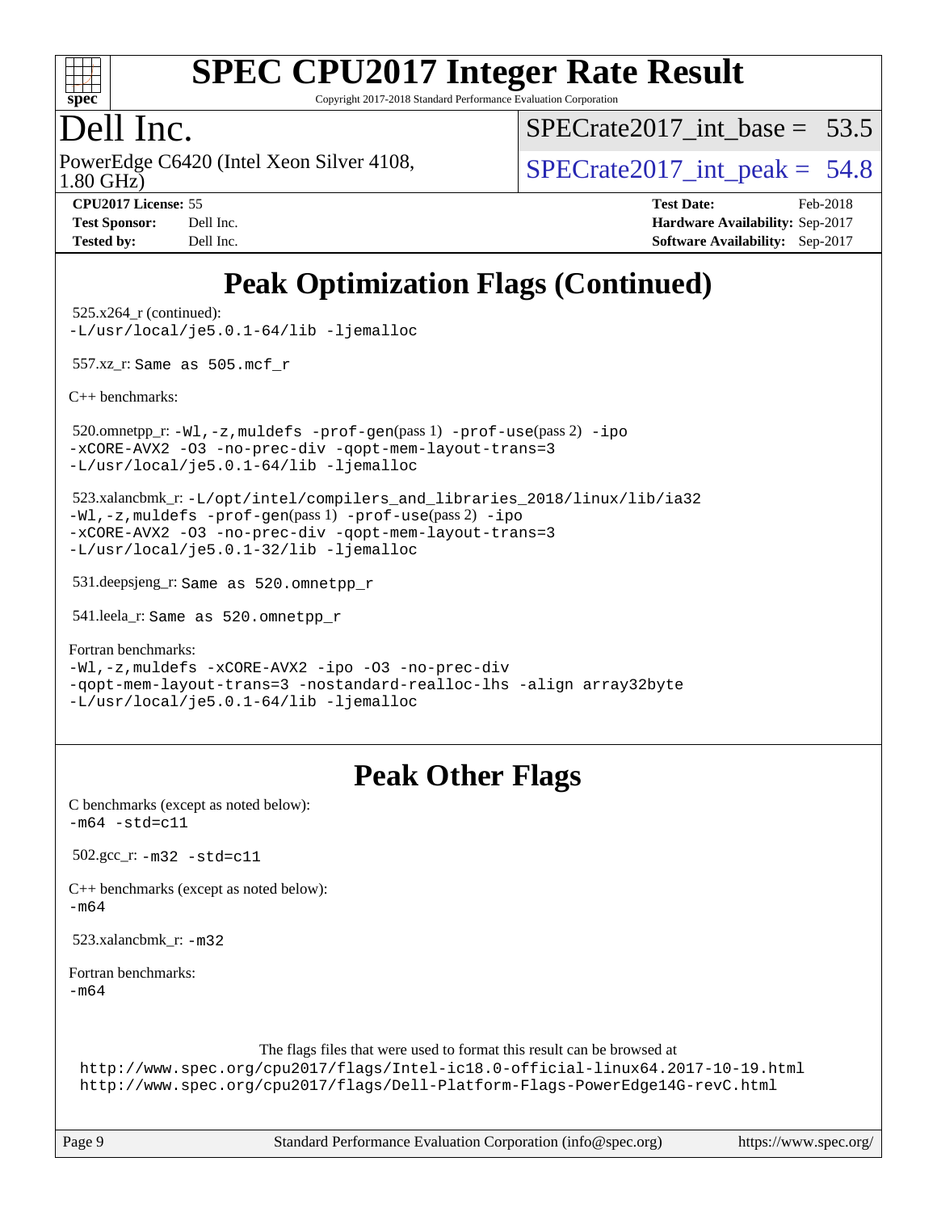# SPEC CPU2017 Integer Rate Result

Copyright 2017-2018 Standard Performance Evaluation Corporation

## Dell Inc.

PowerEdge C6420 (Intel Xeon Silver 4108, 1.80 GHz)

SPECrate2017_int_base = 53.5

SPECrate2017_int_peak = 54.8

| | | | |
|---|---|---|---|
| **CPU2017 License:** | 55 | **Test Date:** | Feb-2018 |
| **Test Sponsor:** | Dell Inc. | **Hardware Availability:** | Sep-2017 |
| **Tested by:** | Dell Inc. | **Software Availability:** | Sep-2017 |

## Peak Optimization Flags (Continued)

525.x264_r (continued):
`-L/usr/local/je5.0.1-64/lib -ljemalloc`

557.xz_r: `Same as 505.mcf_r`

C++ benchmarks:

520.omnetpp_r: `-Wl,-z,muldefs -prof-gen`(pass 1) `-prof-use`(pass 2) `-ipo -xCORE-AVX2 -O3 -no-prec-div -qopt-mem-layout-trans=3 -L/usr/local/je5.0.1-64/lib -ljemalloc`

523.xalancbmk_r: `-L/opt/intel/compilers_and_libraries_2018/linux/lib/ia32 -Wl,-z,muldefs -prof-gen`(pass 1) `-prof-use`(pass 2) `-ipo -xCORE-AVX2 -O3 -no-prec-div -qopt-mem-layout-trans=3 -L/usr/local/je5.0.1-32/lib -ljemalloc`

531.deepsjeng_r: `Same as 520.omnetpp_r`

541.leela_r: `Same as 520.omnetpp_r`

Fortran benchmarks:
`-Wl,-z,muldefs -xCORE-AVX2 -ipo -O3 -no-prec-div -qopt-mem-layout-trans=3 -nostandard-realloc-lhs -align array32byte -L/usr/local/je5.0.1-64/lib -ljemalloc`

## Peak Other Flags

C benchmarks (except as noted below):
`-m64 -std=c11`

502.gcc_r: `-m32 -std=c11`

C++ benchmarks (except as noted below):
`-m64`

523.xalancbmk_r: `-m32`

Fortran benchmarks:
`-m64`

The flags files that were used to format this result can be browsed at
http://www.spec.org/cpu2017/flags/Intel-ic18.0-official-linux64.2017-10-19.html
http://www.spec.org/cpu2017/flags/Dell-Platform-Flags-PowerEdge14G-revC.html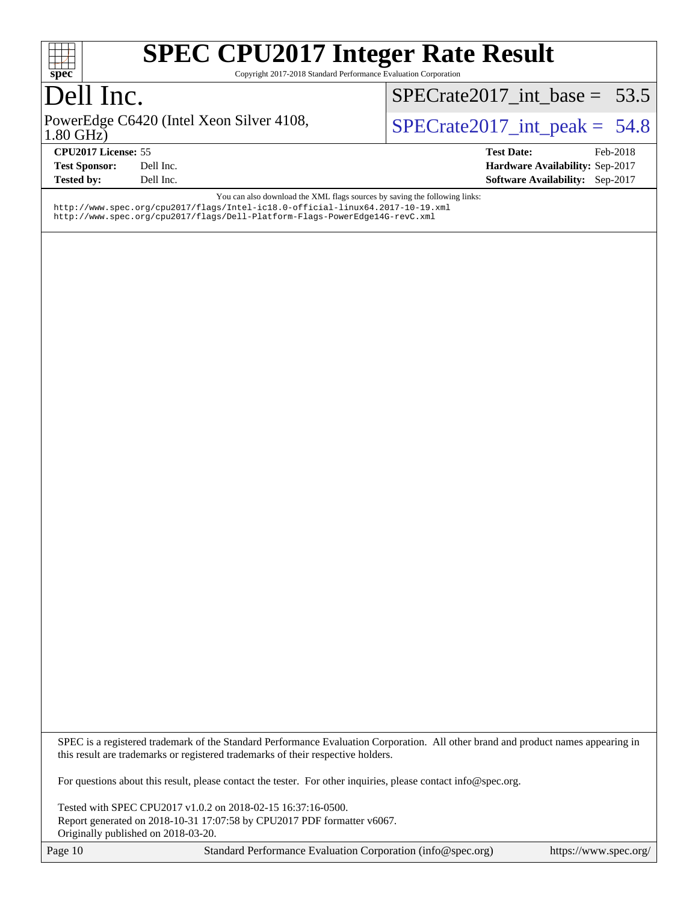# SPEC CPU2017 Integer Rate Result

Copyright 2017-2018 Standard Performance Evaluation Corporation

## Dell Inc.

PowerEdge C6420 (Intel Xeon Silver 4108, 1.80 GHz)

SPECrate2017_int_base = 53.5

SPECrate2017_int_peak = 54.8

**CPU2017 License:** 55
**Test Sponsor:** Dell Inc.
**Tested by:** Dell Inc.

**Test Date:** Feb-2018
**Hardware Availability:** Sep-2017
**Software Availability:** Sep-2017

You can also download the XML flags sources by saving the following links:

```
http://www.spec.org/cpu2017/flags/Intel-ic18.0-official-linux64.2017-10-19.xml
http://www.spec.org/cpu2017/flags/Dell-Platform-Flags-PowerEdge14G-revC.xml
```

SPEC is a registered trademark of the Standard Performance Evaluation Corporation. All other brand and product names appearing in this result are trademarks or registered trademarks of their respective holders.

For questions about this result, please contact the tester. For other inquiries, please contact info@spec.org.

Tested with SPEC CPU2017 v1.0.2 on 2018-02-15 16:37:16-0500.
Report generated on 2018-10-31 17:07:58 by CPU2017 PDF formatter v6067.
Originally published on 2018-03-20.